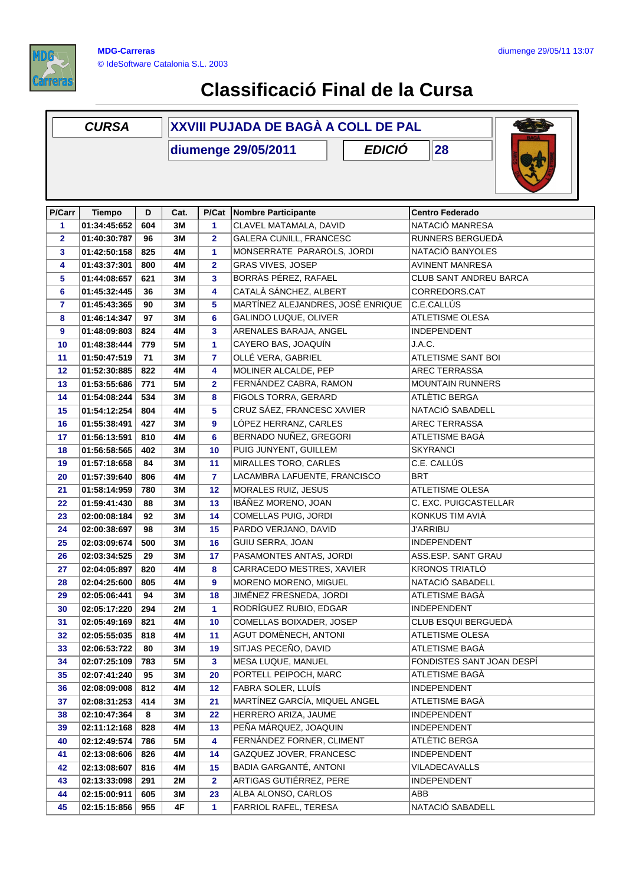MDG-Carreras
© IdeSoftware Catalonia S.L. 2003

diumenge 29/05/11 13:07

# Classificació Final de la Cursa

| CURSA | XXVIII PUJADA DE BAGÀ A COLL DE PAL | | |
|---|---|---|---|
| | diumenge 29/05/2011 | EDICIÓ | 28 |

| P/Carr | Tiempo | D | Cat. | P/Cat | Nombre Participante | Centro Federado |
|---|---|---|---|---|---|---|
| 1 | 01:34:45:652 | 604 | 3M | 1 | CLAVEL MATAMALA, DAVID | NATACIÓ MANRESA |
| 2 | 01:40:30:787 | 96 | 3M | 2 | GALERA CUNILL, FRANCESC | RUNNERS BERGUEDÀ |
| 3 | 01:42:50:158 | 825 | 4M | 1 | MONSERRATE PARAROLS, JORDI | NATACIÓ BANYOLES |
| 4 | 01:43:37:301 | 800 | 4M | 2 | GRAS VIVES, JOSEP | AVINENT MANRESA |
| 5 | 01:44:08:657 | 621 | 3M | 3 | BORRÀS PÉREZ, RAFAEL | CLUB SANT ANDREU BARCA |
| 6 | 01:45:32:445 | 36 | 3M | 4 | CATALÀ SÁNCHEZ, ALBERT | CORREDORS.CAT |
| 7 | 01:45:43:365 | 90 | 3M | 5 | MARTÍNEZ ALEJANDRES, JOSÉ ENRIQUE | C.E.CALLÚS |
| 8 | 01:46:14:347 | 97 | 3M | 6 | GALINDO LUQUE, OLIVER | ATLETISME OLESA |
| 9 | 01:48:09:803 | 824 | 4M | 3 | ARENALES BARAJA, ANGEL | INDEPENDENT |
| 10 | 01:48:38:444 | 779 | 5M | 1 | CAYERO BAS, JOAQUÍN | J.A.C. |
| 11 | 01:50:47:519 | 71 | 3M | 7 | OLLÉ VERA, GABRIEL | ATLETISME SANT BOI |
| 12 | 01:52:30:885 | 822 | 4M | 4 | MOLINER ALCALDE, PEP | AREC TERRASSA |
| 13 | 01:53:55:686 | 771 | 5M | 2 | FERNÁNDEZ CABRA, RAMON | MOUNTAIN RUNNERS |
| 14 | 01:54:08:244 | 534 | 3M | 8 | FIGOLS TORRA, GERARD | ATLÈTIC BERGA |
| 15 | 01:54:12:254 | 804 | 4M | 5 | CRUZ SÁEZ, FRANCESC XAVIER | NATACIÓ SABADELL |
| 16 | 01:55:38:491 | 427 | 3M | 9 | LÓPEZ HERRANZ, CARLES | AREC TERRASSA |
| 17 | 01:56:13:591 | 810 | 4M | 6 | BERNADO NUÑEZ, GREGORI | ATLETISME BAGÀ |
| 18 | 01:56:58:565 | 402 | 3M | 10 | PUIG JUNYENT, GUILLEM | SKYRANCI |
| 19 | 01:57:18:658 | 84 | 3M | 11 | MIRALLES TORO, CARLES | C.E. CALLÚS |
| 20 | 01:57:39:640 | 806 | 4M | 7 | LACAMBRA LAFUENTE, FRANCISCO | BRT |
| 21 | 01:58:14:959 | 780 | 3M | 12 | MORALES RUIZ, JESUS | ATLETISME OLESA |
| 22 | 01:59:41:430 | 88 | 3M | 13 | IBÁÑEZ MORENO, JOAN | C. EXC. PUIGCASTELLAR |
| 23 | 02:00:08:184 | 92 | 3M | 14 | COMELLAS PUIG, JORDI | KONKUS TIM AVIÀ |
| 24 | 02:00:38:697 | 98 | 3M | 15 | PARDO VERJANO, DAVID | J'ARRIBU |
| 25 | 02:03:09:674 | 500 | 3M | 16 | GUIU SERRA, JOAN | INDEPENDENT |
| 26 | 02:03:34:525 | 29 | 3M | 17 | PASAMONTES ANTAS, JORDI | ASS.ESP. SANT GRAU |
| 27 | 02:04:05:897 | 820 | 4M | 8 | CARRACEDO MESTRES, XAVIER | KRONOS TRIATLÓ |
| 28 | 02:04:25:600 | 805 | 4M | 9 | MORENO MORENO, MIGUEL | NATACIÓ SABADELL |
| 29 | 02:05:06:441 | 94 | 3M | 18 | JIMÉNEZ FRESNEDA, JORDI | ATLETISME BAGÀ |
| 30 | 02:05:17:220 | 294 | 2M | 1 | RODRÍGUEZ RUBIO, EDGAR | INDEPENDENT |
| 31 | 02:05:49:169 | 821 | 4M | 10 | COMELLAS BOIXADER, JOSEP | CLUB ESQUI BERGUEDÀ |
| 32 | 02:05:55:035 | 818 | 4M | 11 | AGUT DOMÈNECH, ANTONI | ATLETISME OLESA |
| 33 | 02:06:53:722 | 80 | 3M | 19 | SITJAS PECEÑO, DAVID | ATLETISME BAGÀ |
| 34 | 02:07:25:109 | 783 | 5M | 3 | MESA LUQUE, MANUEL | FONDISTES SANT JOAN DESPÍ |
| 35 | 02:07:41:240 | 95 | 3M | 20 | PORTELL PEIPOCH, MARC | ATLETISME BAGÀ |
| 36 | 02:08:09:008 | 812 | 4M | 12 | FABRA SOLER, LLUÍS | INDEPENDENT |
| 37 | 02:08:31:253 | 414 | 3M | 21 | MARTÍNEZ GARCÍA, MIQUEL ANGEL | ATLETISME BAGÀ |
| 38 | 02:10:47:364 | 8 | 3M | 22 | HERRERO ARIZA, JAUME | INDEPENDENT |
| 39 | 02:11:12:168 | 828 | 4M | 13 | PEÑA MÁRQUEZ, JOAQUIN | INDEPENDENT |
| 40 | 02:12:49:574 | 786 | 5M | 4 | FERNÁNDEZ FORNER, CLIMENT | ATLÈTIC BERGA |
| 41 | 02:13:08:606 | 826 | 4M | 14 | GAZQUEZ JOVER, FRANCESC | INDEPENDENT |
| 42 | 02:13:08:607 | 816 | 4M | 15 | BADIA GARGANTÉ, ANTONI | VILADECAVALLS |
| 43 | 02:13:33:098 | 291 | 2M | 2 | ARTIGAS GUTIÉRREZ, PERE | INDEPENDENT |
| 44 | 02:15:00:911 | 605 | 3M | 23 | ALBA ALONSO, CARLOS | ABB |
| 45 | 02:15:15:856 | 955 | 4F | 1 | FARRIOL RAFEL, TERESA | NATACIÓ SABADELL |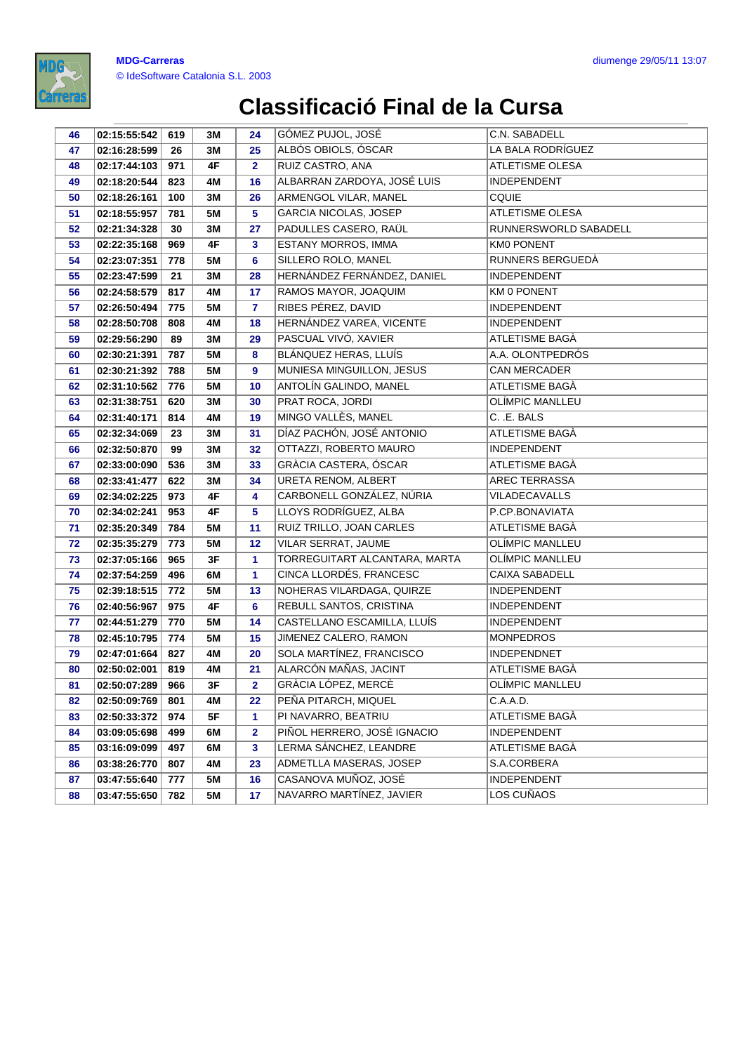# Classificació Final de la Cursa

| | | | | | | |
|---|---|---|---|---|---|---|
| 46 | 02:15:55:542 | 619 | 3M | 24 | GÓMEZ PUJOL, JOSÉ | C.N. SABADELL |
| 47 | 02:16:28:599 | 26 | 3M | 25 | ALBÓS OBIOLS, ÓSCAR | LA BALA RODRÍGUEZ |
| 48 | 02:17:44:103 | 971 | 4F | 2 | RUIZ CASTRO, ANA | ATLETISME OLESA |
| 49 | 02:18:20:544 | 823 | 4M | 16 | ALBARRAN ZARDOYA, JOSÉ LUIS | INDEPENDENT |
| 50 | 02:18:26:161 | 100 | 3M | 26 | ARMENGOL VILAR, MANEL | CQUIE |
| 51 | 02:18:55:957 | 781 | 5M | 5 | GARCIA NICOLAS, JOSEP | ATLETISME OLESA |
| 52 | 02:21:34:328 | 30 | 3M | 27 | PADULLES CASERO, RAÜL | RUNNERSWORLD SABADELL |
| 53 | 02:22:35:168 | 969 | 4F | 3 | ESTANY MORROS, IMMA | KM0 PONENT |
| 54 | 02:23:07:351 | 778 | 5M | 6 | SILLERO ROLO, MANEL | RUNNERS BERGUEDÀ |
| 55 | 02:23:47:599 | 21 | 3M | 28 | HERNÁNDEZ FERNÁNDEZ, DANIEL | INDEPENDENT |
| 56 | 02:24:58:579 | 817 | 4M | 17 | RAMOS MAYOR, JOAQUIM | KM 0 PONENT |
| 57 | 02:26:50:494 | 775 | 5M | 7 | RIBES PÉREZ, DAVID | INDEPENDENT |
| 58 | 02:28:50:708 | 808 | 4M | 18 | HERNÁNDEZ VAREA, VICENTE | INDEPENDENT |
| 59 | 02:29:56:290 | 89 | 3M | 29 | PASCUAL VIVÓ, XAVIER | ATLETISME BAGÀ |
| 60 | 02:30:21:391 | 787 | 5M | 8 | BLÁNQUEZ HERAS, LLUÍS | A.A. OLONTPEDRÓS |
| 61 | 02:30:21:392 | 788 | 5M | 9 | MUNIESA MINGUILLON, JESUS | CAN MERCADER |
| 62 | 02:31:10:562 | 776 | 5M | 10 | ANTOLÍN GALINDO, MANEL | ATLETISME BAGÀ |
| 63 | 02:31:38:751 | 620 | 3M | 30 | PRAT ROCA, JORDI | OLÍMPIC MANLLEU |
| 64 | 02:31:40:171 | 814 | 4M | 19 | MINGO VALLÈS, MANEL | C. .E. BALS |
| 65 | 02:32:34:069 | 23 | 3M | 31 | DÍAZ PACHÓN, JOSÉ ANTONIO | ATLETISME BAGÀ |
| 66 | 02:32:50:870 | 99 | 3M | 32 | OTTAZZI, ROBERTO MAURO | INDEPENDENT |
| 67 | 02:33:00:090 | 536 | 3M | 33 | GRÀCIA CASTERA, ÓSCAR | ATLETISME BAGÀ |
| 68 | 02:33:41:477 | 622 | 3M | 34 | URETA RENOM, ALBERT | AREC TERRASSA |
| 69 | 02:34:02:225 | 973 | 4F | 4 | CARBONELL GONZÁLEZ, NÚRIA | VILADECAVALLS |
| 70 | 02:34:02:241 | 953 | 4F | 5 | LLOYS RODRÍGUEZ, ALBA | P.CP.BONAVIATA |
| 71 | 02:35:20:349 | 784 | 5M | 11 | RUIZ TRILLO, JOAN CARLES | ATLETISME BAGÀ |
| 72 | 02:35:35:279 | 773 | 5M | 12 | VILAR SERRAT, JAUME | OLÍMPIC MANLLEU |
| 73 | 02:37:05:166 | 965 | 3F | 1 | TORREGUITART ALCANTARA, MARTA | OLÍMPIC MANLLEU |
| 74 | 02:37:54:259 | 496 | 6M | 1 | CINCA LLORDÉS, FRANCESC | CAIXA SABADELL |
| 75 | 02:39:18:515 | 772 | 5M | 13 | NOHERAS VILARDAGA, QUIRZE | INDEPENDENT |
| 76 | 02:40:56:967 | 975 | 4F | 6 | REBULL SANTOS, CRISTINA | INDEPENDENT |
| 77 | 02:44:51:279 | 770 | 5M | 14 | CASTELLANO ESCAMILLA, LLUÍS | INDEPENDENT |
| 78 | 02:45:10:795 | 774 | 5M | 15 | JIMENEZ CALERO, RAMON | MONPEDROS |
| 79 | 02:47:01:664 | 827 | 4M | 20 | SOLA MARTÍNEZ, FRANCISCO | INDEPENDNET |
| 80 | 02:50:02:001 | 819 | 4M | 21 | ALARCÓN MAÑAS, JACINT | ATLETISME BAGÀ |
| 81 | 02:50:07:289 | 966 | 3F | 2 | GRÀCIA LÓPEZ, MERCÈ | OLÍMPIC MANLLEU |
| 82 | 02:50:09:769 | 801 | 4M | 22 | PEÑA PITARCH, MIQUEL | C.A.A.D. |
| 83 | 02:50:33:372 | 974 | 5F | 1 | PI NAVARRO, BEATRIU | ATLETISME BAGÀ |
| 84 | 03:09:05:698 | 499 | 6M | 2 | PIÑOL HERRERO, JOSÉ IGNACIO | INDEPENDENT |
| 85 | 03:16:09:099 | 497 | 6M | 3 | LERMA SÁNCHEZ, LEANDRE | ATLETISME BAGÀ |
| 86 | 03:38:26:770 | 807 | 4M | 23 | ADMETLLA MASERAS, JOSEP | S.A.CORBERA |
| 87 | 03:47:55:640 | 777 | 5M | 16 | CASANOVA MUÑOZ, JOSÉ | INDEPENDENT |
| 88 | 03:47:55:650 | 782 | 5M | 17 | NAVARRO MARTÍNEZ, JAVIER | LOS CUÑAOS |